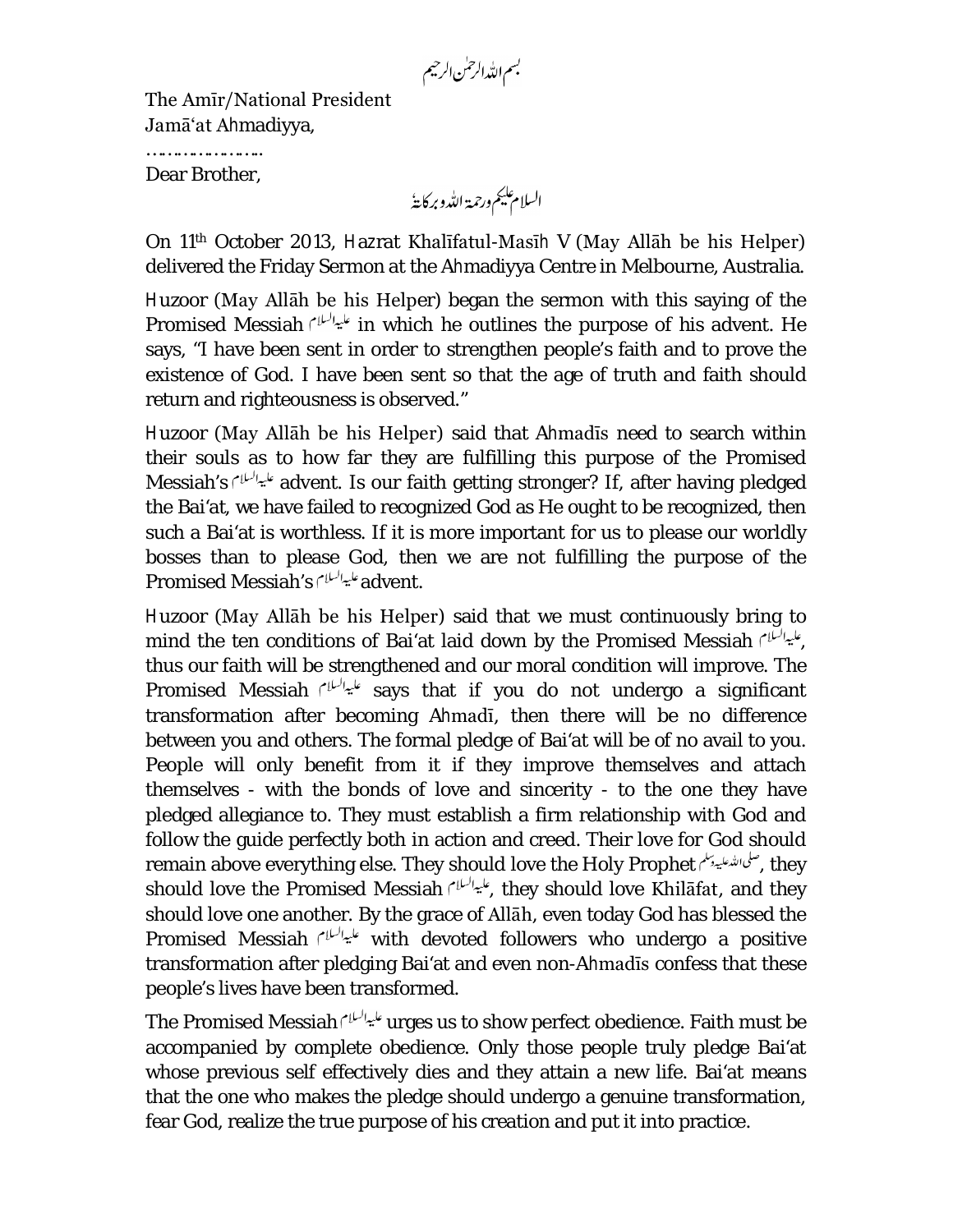بسم اللہ الرحمٰن الرحیم

The Amīr/National President
Jamā'at Ahmadiyya,
…………………
Dear Brother,

السلام علیکم ورحمۃ اللہ وبرکاتہٗ

On 11th October 2013, Hazrat Khalīfatul-Masīh V (May Allāh be his Helper) delivered the Friday Sermon at the Ahmadiyya Centre in Melbourne, Australia.

Huzoor (May Allāh be his Helper) began the sermon with this saying of the Promised Messiah علیہ السلام in which he outlines the purpose of his advent. He says, "I have been sent in order to strengthen people's faith and to prove the existence of God. I have been sent so that the age of truth and faith should return and righteousness is observed."

Huzoor (May Allāh be his Helper) said that Ahmadīs need to search within their souls as to how far they are fulfilling this purpose of the Promised Messiah's علیہ السلام advent. Is our faith getting stronger? If, after having pledged the Bai'at, we have failed to recognized God as He ought to be recognized, then such a Bai'at is worthless. If it is more important for us to please our worldly bosses than to please God, then we are not fulfilling the purpose of the Promised Messiah's علیہ السلام advent.

Huzoor (May Allāh be his Helper) said that we must continuously bring to mind the ten conditions of Bai'at laid down by the Promised Messiah علیہ السلام, thus our faith will be strengthened and our moral condition will improve. The Promised Messiah علیہ السلام says that if you do not undergo a significant transformation after becoming Ahmadī, then there will be no difference between you and others. The formal pledge of Bai'at will be of no avail to you. People will only benefit from it if they improve themselves and attach themselves - with the bonds of love and sincerity - to the one they have pledged allegiance to. They must establish a firm relationship with God and follow the guide perfectly both in action and creed. Their love for God should remain above everything else. They should love the Holy Prophet صلی اللہ علیہ وسلم, they should love the Promised Messiah علیہ السلام, they should love Khilāfat, and they should love one another. By the grace of Allāh, even today God has blessed the Promised Messiah علیہ السلام with devoted followers who undergo a positive transformation after pledging Bai'at and even non-Ahmadīs confess that these people's lives have been transformed.

The Promised Messiah علیہ السلام urges us to show perfect obedience. Faith must be accompanied by complete obedience. Only those people truly pledge Bai'at whose previous self effectively dies and they attain a new life. Bai'at means that the one who makes the pledge should undergo a genuine transformation, fear God, realize the true purpose of his creation and put it into practice.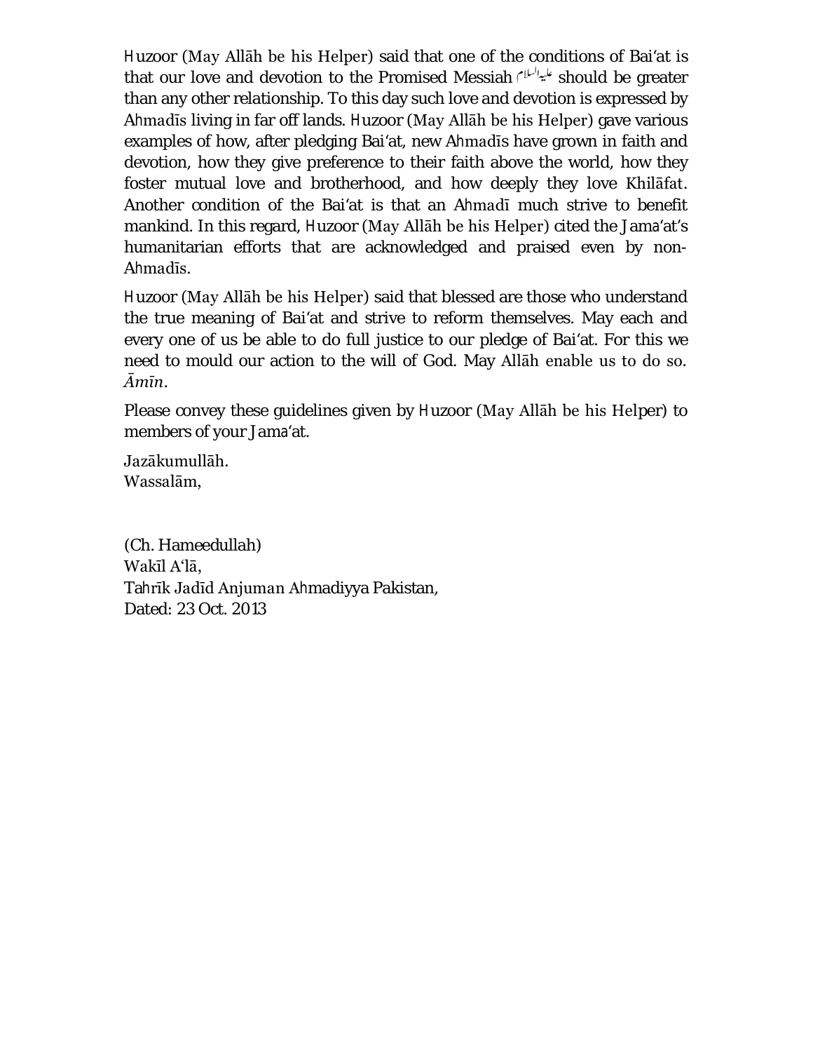Huzoor (May Allāh be his Helper) said that one of the conditions of Bai'at is that our love and devotion to the Promised Messiah عليه السلام should be greater than any other relationship. To this day such love and devotion is expressed by Ahmadīs living in far off lands. Huzoor (May Allāh be his Helper) gave various examples of how, after pledging Bai'at, new Ahmadīs have grown in faith and devotion, how they give preference to their faith above the world, how they foster mutual love and brotherhood, and how deeply they love Khilāfat. Another condition of the Bai'at is that an Ahmadī much strive to benefit mankind. In this regard, Huzoor (May Allāh be his Helper) cited the Jama'at's humanitarian efforts that are acknowledged and praised even by non-Ahmadīs.

Huzoor (May Allāh be his Helper) said that blessed are those who understand the true meaning of Bai'at and strive to reform themselves. May each and every one of us be able to do full justice to our pledge of Bai'at. For this we need to mould our action to the will of God. May Allāh enable us to do so. *Āmīn*.

Please convey these guidelines given by Huzoor (May Allāh be his Helper) to members of your Jama'at.

Jazākumullāh.
Wassalām,

(Ch. Hameedullah)
Wakīl A'lā,
Tahrīk Jadīd Anjuman Ahmadiyya Pakistan,
Dated: 23 Oct. 2013